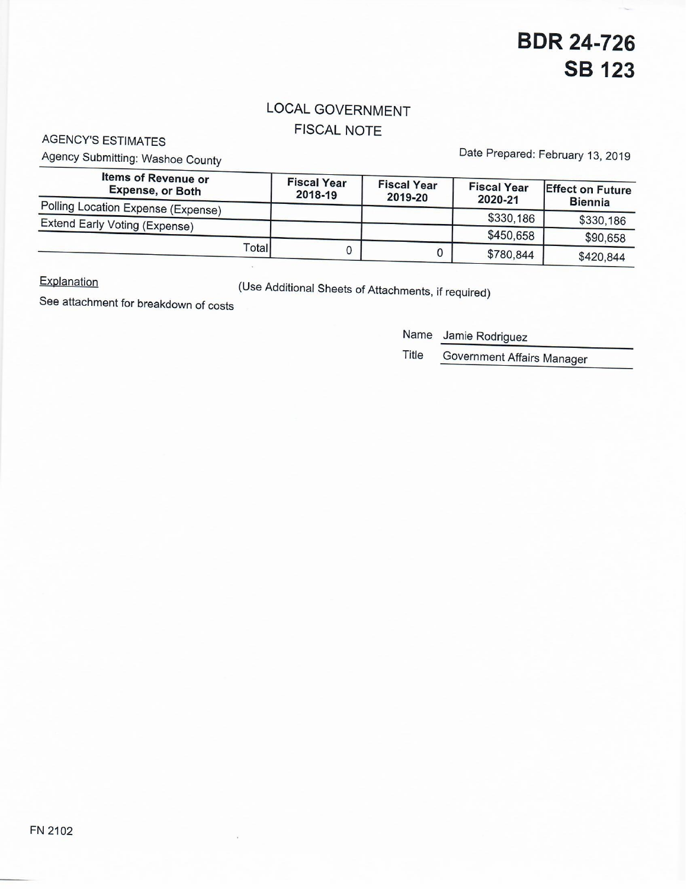# BDR 24-726
# SB 123

## LOCAL GOVERNMENT
## FISCAL NOTE

AGENCY'S ESTIMATES

Agency Submitting: Washoe County

Date Prepared: February 13, 2019

| Items of Revenue or Expense, or Both | Fiscal Year 2018-19 | Fiscal Year 2019-20 | Fiscal Year 2020-21 | Effect on Future Biennia |
|---|---|---|---|---|
| Polling Location Expense (Expense) | | | $330,186 | $330,186 |
| Extend Early Voting (Expense) | | | $450,658 | $90,658 |
| Total | 0 | 0 | $780,844 | $420,844 |

Explanation (Use Additional Sheets of Attachments, if required)

See attachment for breakdown of costs

Name Jamie Rodriguez

Title Government Affairs Manager

FN 2102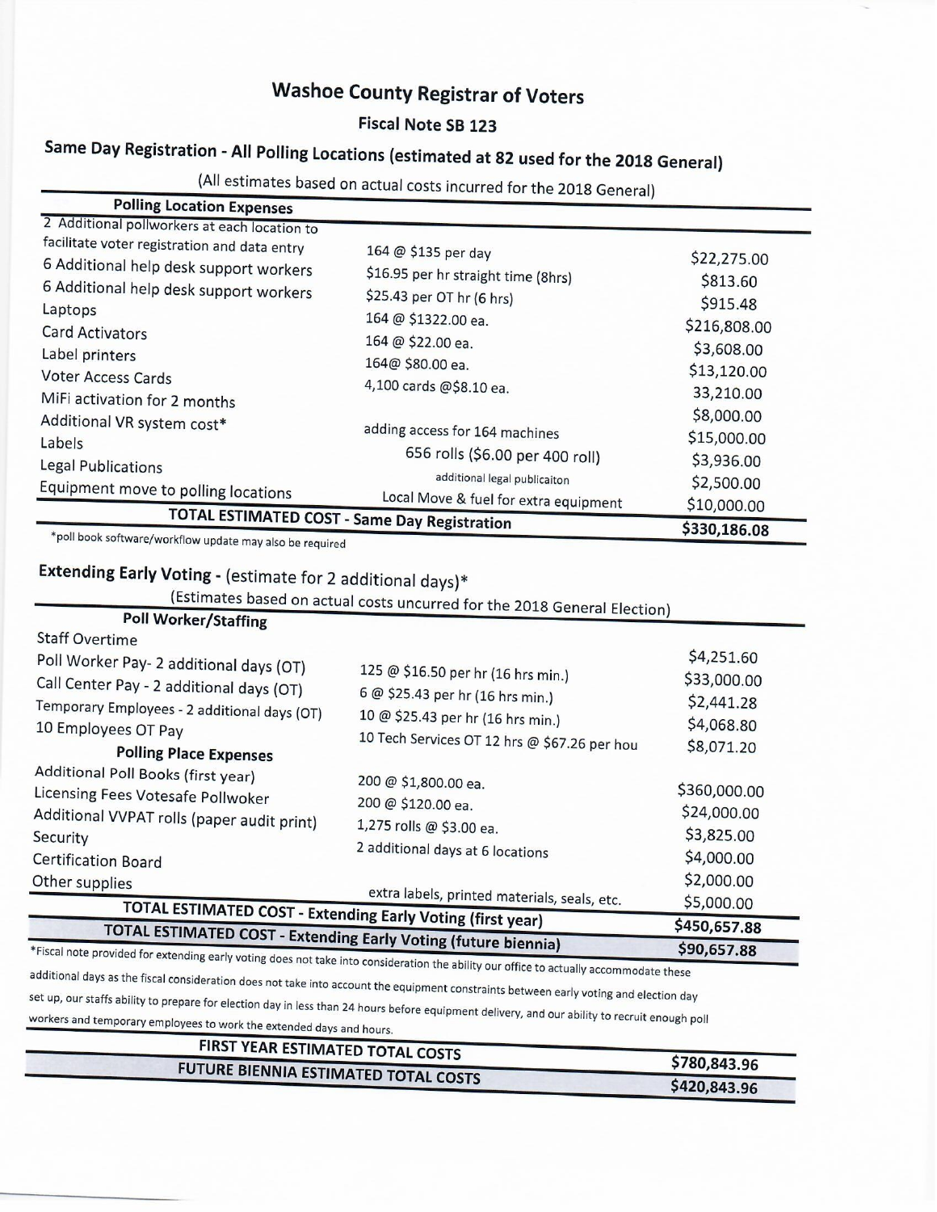# Washoe County Registrar of Voters

## Fiscal Note SB 123

## Same Day Registration - All Polling Locations (estimated at 82 used for the 2018 General)

(All estimates based on actual costs incurred for the 2018 General)

| Polling Location Expenses | | |
|---|---|---|
| 2 Additional pollworkers at each location to facilitate voter registration and data entry | 164 @ $135 per day | $22,275.00 |
| 6 Additional help desk support workers | $16.95 per hr straight time (8hrs) | $813.60 |
| 6 Additional help desk support workers | $25.43 per OT hr (6 hrs) | $915.48 |
| Laptops | 164 @ $1322.00 ea. | $216,808.00 |
| Card Activators | 164 @ $22.00 ea. | $3,608.00 |
| Label printers | 164@ $80.00 ea. | $13,120.00 |
| Voter Access Cards | 4,100 cards @$8.10 ea. | 33,210.00 |
| MiFi activation for 2 months | | $8,000.00 |
| Additional VR system cost* | adding access for 164 machines | $15,000.00 |
| Labels | 656 rolls ($6.00 per 400 roll) | $3,936.00 |
| Legal Publications | additional legal publicaiton | $2,500.00 |
| Equipment move to polling locations | Local Move & fuel for extra equipment | $10,000.00 |
| **TOTAL ESTIMATED COST - Same Day Registration** | | **$330,186.08** |

*poll book software/workflow update may also be required

## Extending Early Voting - (estimate for 2 additional days)*

(Estimates based on actual costs uncurred for the 2018 General Election)

| Poll Worker/Staffing | | |
|---|---|---|
| Staff Overtime | | $4,251.60 |
| Poll Worker Pay- 2 additional days (OT) | 125 @ $16.50 per hr (16 hrs min.) | $33,000.00 |
| Call Center Pay - 2 additional days (OT) | 6 @ $25.43 per hr (16 hrs min.) | $2,441.28 |
| Temporary Employees - 2 additional days (OT) | 10 @ $25.43 per hr (16 hrs min.) | $4,068.80 |
| 10 Employees OT Pay | 10 Tech Services OT 12 hrs @ $67.26 per hou | $8,071.20 |
| **Polling Place Expenses** | | |
| Additional Poll Books (first year) | 200 @ $1,800.00 ea. | $360,000.00 |
| Licensing Fees Votesafe Pollwoker | 200 @ $120.00 ea. | $24,000.00 |
| Additional VVPAT rolls (paper audit print) | 1,275 rolls @ $3.00 ea. | $3,825.00 |
| Security | 2 additional days at 6 locations | $4,000.00 |
| Certification Board | | $2,000.00 |
| Other supplies | extra labels, printed materials, seals, etc. | $5,000.00 |
| **TOTAL ESTIMATED COST - Extending Early Voting (first year)** | | **$450,657.88** |
| **TOTAL ESTIMATED COST - Extending Early Voting (future biennia)** | | **$90,657.88** |

*Fiscal note provided for extending early voting does not take into consideration the ability our office to actually accommodate these additional days as the fiscal consideration does not take into account the equipment constraints between early voting and election day set up, our staffs ability to prepare for election day in less than 24 hours before equipment delivery, and our ability to recruit enough poll workers and temporary employees to work the extended days and hours.

| | |
|---|---|
| **FIRST YEAR ESTIMATED TOTAL COSTS** | **$780,843.96** |
| **FUTURE BIENNIA ESTIMATED TOTAL COSTS** | **$420,843.96** |